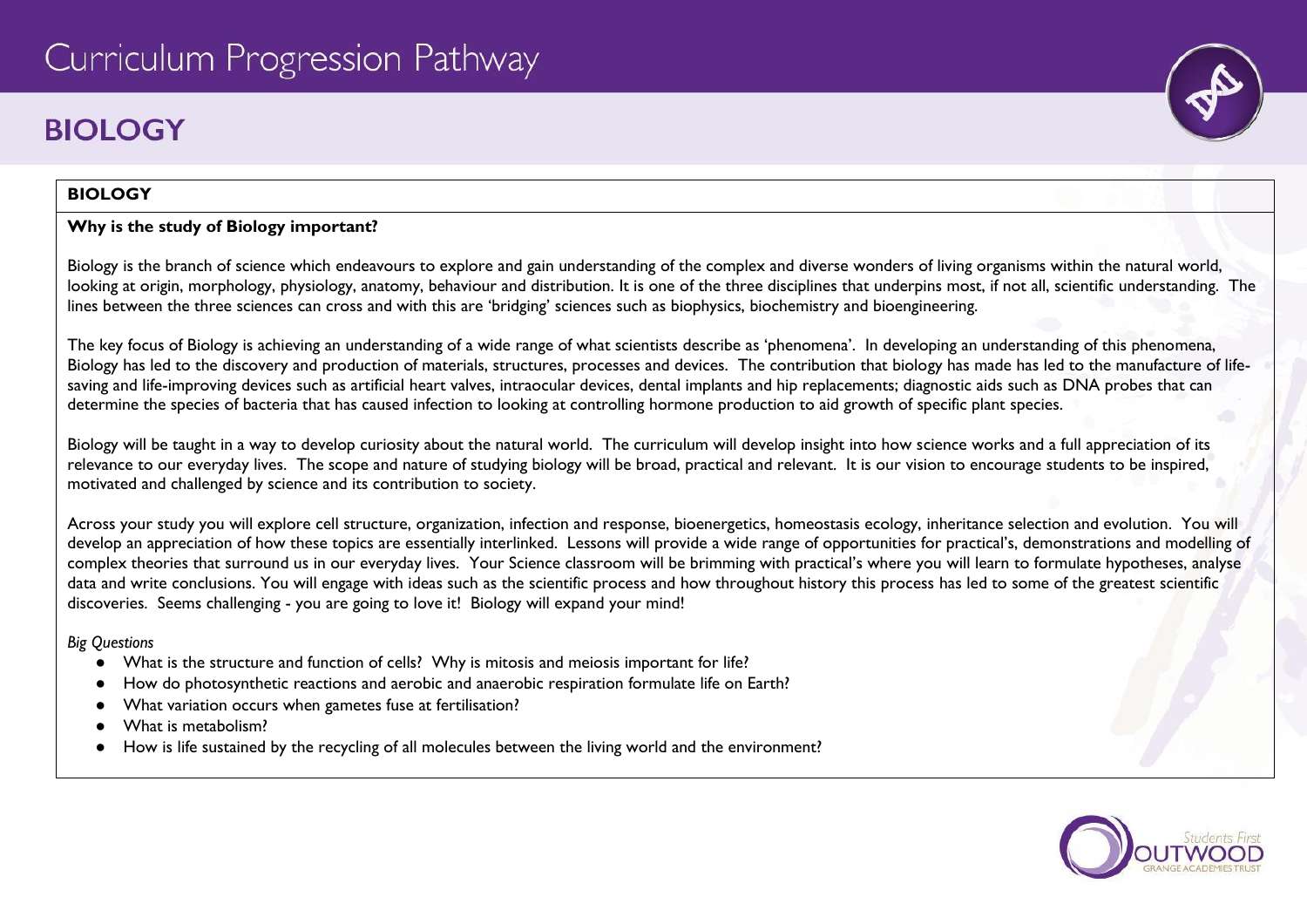# Curriculum Progression Pathway

## BIOLOGY

### BIOLOGY

**Why is the study of Biology important?**

Biology is the branch of science which endeavours to explore and gain understanding of the complex and diverse wonders of living organisms within the natural world, looking at origin, morphology, physiology, anatomy, behaviour and distribution. It is one of the three disciplines that underpins most, if not all, scientific understanding. The lines between the three sciences can cross and with this are 'bridging' sciences such as biophysics, biochemistry and bioengineering.

The key focus of Biology is achieving an understanding of a wide range of what scientists describe as 'phenomena'. In developing an understanding of this phenomena, Biology has led to the discovery and production of materials, structures, processes and devices. The contribution that biology has made has led to the manufacture of life-saving and life-improving devices such as artificial heart valves, intraocular devices, dental implants and hip replacements; diagnostic aids such as DNA probes that can determine the species of bacteria that has caused infection to looking at controlling hormone production to aid growth of specific plant species.

Biology will be taught in a way to develop curiosity about the natural world. The curriculum will develop insight into how science works and a full appreciation of its relevance to our everyday lives. The scope and nature of studying biology will be broad, practical and relevant. It is our vision to encourage students to be inspired, motivated and challenged by science and its contribution to society.

Across your study you will explore cell structure, organization, infection and response, bioenergetics, homeostasis ecology, inheritance selection and evolution. You will develop an appreciation of how these topics are essentially interlinked. Lessons will provide a wide range of opportunities for practical's, demonstrations and modelling of complex theories that surround us in our everyday lives. Your Science classroom will be brimming with practical's where you will learn to formulate hypotheses, analyse data and write conclusions. You will engage with ideas such as the scientific process and how throughout history this process has led to some of the greatest scientific discoveries. Seems challenging - you are going to love it! Biology will expand your mind!

*Big Questions*

- What is the structure and function of cells? Why is mitosis and meiosis important for life?
- How do photosynthetic reactions and aerobic and anaerobic respiration formulate life on Earth?
- What variation occurs when gametes fuse at fertilisation?
- What is metabolism?
- How is life sustained by the recycling of all molecules between the living world and the environment?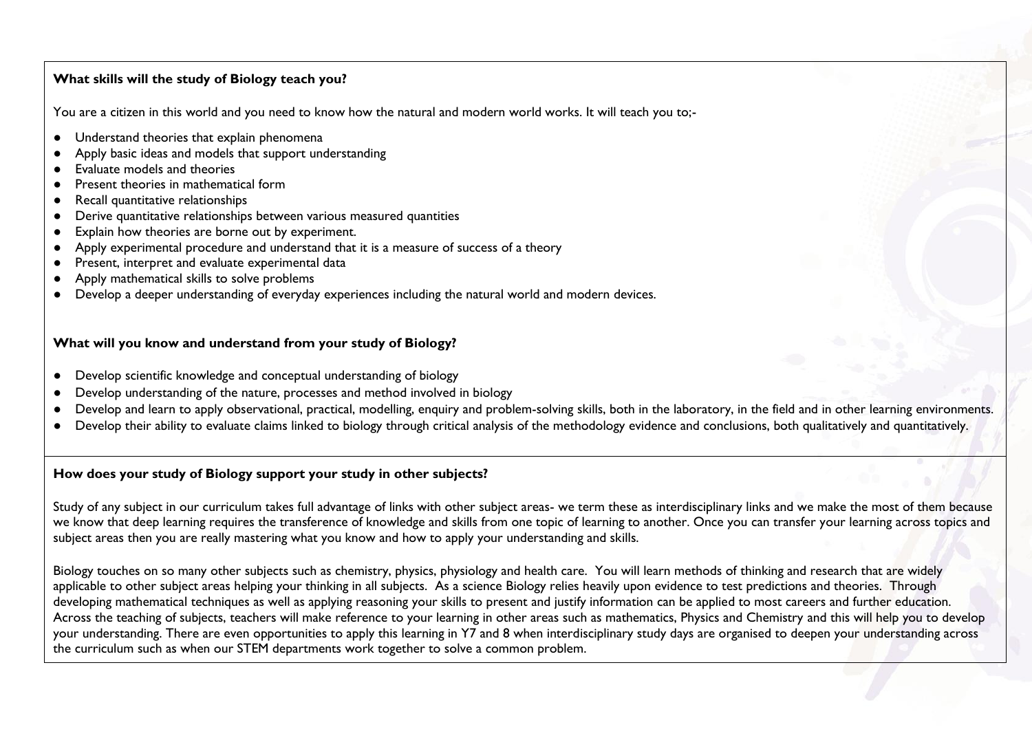**What skills will the study of Biology teach you?**

You are a citizen in this world and you need to know how the natural and modern world works. It will teach you to;-

- Understand theories that explain phenomena
- Apply basic ideas and models that support understanding
- Evaluate models and theories
- Present theories in mathematical form
- Recall quantitative relationships
- Derive quantitative relationships between various measured quantities
- Explain how theories are borne out by experiment.
- Apply experimental procedure and understand that it is a measure of success of a theory
- Present, interpret and evaluate experimental data
- Apply mathematical skills to solve problems
- Develop a deeper understanding of everyday experiences including the natural world and modern devices.

**What will you know and understand from your study of Biology?**

- Develop scientific knowledge and conceptual understanding of biology
- Develop understanding of the nature, processes and method involved in biology
- Develop and learn to apply observational, practical, modelling, enquiry and problem-solving skills, both in the laboratory, in the field and in other learning environments.
- Develop their ability to evaluate claims linked to biology through critical analysis of the methodology evidence and conclusions, both qualitatively and quantitatively.

**How does your study of Biology support your study in other subjects?**

Study of any subject in our curriculum takes full advantage of links with other subject areas- we term these as interdisciplinary links and we make the most of them because we know that deep learning requires the transference of knowledge and skills from one topic of learning to another. Once you can transfer your learning across topics and subject areas then you are really mastering what you know and how to apply your understanding and skills.

Biology touches on so many other subjects such as chemistry, physics, physiology and health care. You will learn methods of thinking and research that are widely applicable to other subject areas helping your thinking in all subjects. As a science Biology relies heavily upon evidence to test predictions and theories. Through developing mathematical techniques as well as applying reasoning your skills to present and justify information can be applied to most careers and further education. Across the teaching of subjects, teachers will make reference to your learning in other areas such as mathematics, Physics and Chemistry and this will help you to develop your understanding. There are even opportunities to apply this learning in Y7 and 8 when interdisciplinary study days are organised to deepen your understanding across the curriculum such as when our STEM departments work together to solve a common problem.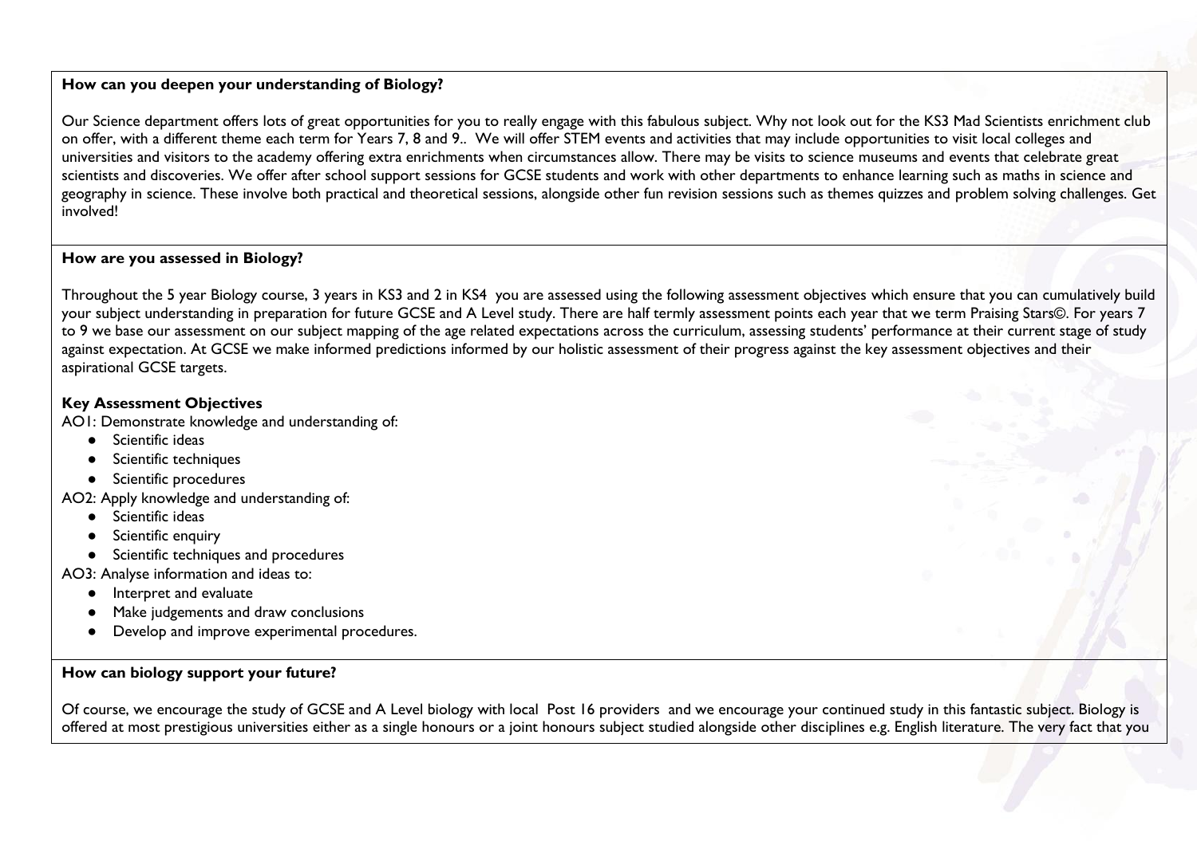**How can you deepen your understanding of Biology?**

Our Science department offers lots of great opportunities for you to really engage with this fabulous subject. Why not look out for the KS3 Mad Scientists enrichment club on offer, with a different theme each term for Years 7, 8 and 9.. We will offer STEM events and activities that may include opportunities to visit local colleges and universities and visitors to the academy offering extra enrichments when circumstances allow. There may be visits to science museums and events that celebrate great scientists and discoveries. We offer after school support sessions for GCSE students and work with other departments to enhance learning such as maths in science and geography in science. These involve both practical and theoretical sessions, alongside other fun revision sessions such as themes quizzes and problem solving challenges. Get involved!

**How are you assessed in Biology?**

Throughout the 5 year Biology course, 3 years in KS3 and 2 in KS4 you are assessed using the following assessment objectives which ensure that you can cumulatively build your subject understanding in preparation for future GCSE and A Level study. There are half termly assessment points each year that we term Praising Stars©. For years 7 to 9 we base our assessment on our subject mapping of the age related expectations across the curriculum, assessing students' performance at their current stage of study against expectation. At GCSE we make informed predictions informed by our holistic assessment of their progress against the key assessment objectives and their aspirational GCSE targets.

**Key Assessment Objectives**

AO1: Demonstrate knowledge and understanding of:

- Scientific ideas
- Scientific techniques
- Scientific procedures

AO2: Apply knowledge and understanding of:

- Scientific ideas
- Scientific enquiry
- Scientific techniques and procedures

AO3: Analyse information and ideas to:

- Interpret and evaluate
- Make judgements and draw conclusions
- Develop and improve experimental procedures.

**How can biology support your future?**

Of course, we encourage the study of GCSE and A Level biology with local Post 16 providers and we encourage your continued study in this fantastic subject. Biology is offered at most prestigious universities either as a single honours or a joint honours subject studied alongside other disciplines e.g. English literature. The very fact that you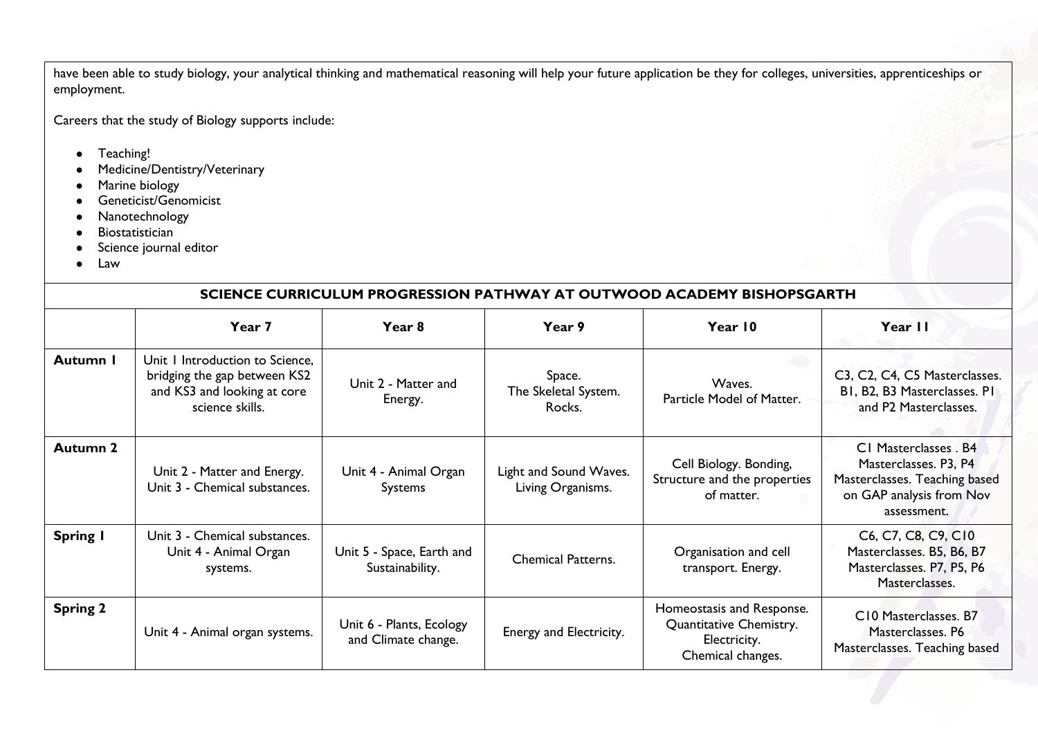have been able to study biology, your analytical thinking and mathematical reasoning will help your future application be they for colleges, universities, apprenticeships or employment.

Careers that the study of Biology supports include:

- Teaching!
- Medicine/Dentistry/Veterinary
- Marine biology
- Geneticist/Genomicist
- Nanotechnology
- Biostatistician
- Science journal editor
- Law

## SCIENCE CURRICULUM PROGRESSION PATHWAY AT OUTWOOD ACADEMY BISHOPSGARTH

| | Year 7 | Year 8 | Year 9 | Year 10 | Year 11 |
|---|---|---|---|---|---|
| **Autumn 1** | Unit 1 Introduction to Science, bridging the gap between KS2 and KS3 and looking at core science skills. | Unit 2 - Matter and Energy. | Space. The Skeletal System. Rocks. | Waves. Particle Model of Matter. | C3, C2, C4, C5 Masterclasses. B1, B2, B3 Masterclasses. P1 and P2 Masterclasses. |
| **Autumn 2** | Unit 2 - Matter and Energy. Unit 3 - Chemical substances. | Unit 4 - Animal Organ Systems | Light and Sound Waves. Living Organisms. | Cell Biology. Bonding, Structure and the properties of matter. | C1 Masterclasses . B4 Masterclasses. P3, P4 Masterclasses. Teaching based on GAP analysis from Nov assessment. |
| **Spring 1** | Unit 3 - Chemical substances. Unit 4 - Animal Organ systems. | Unit 5 - Space, Earth and Sustainability. | Chemical Patterns. | Organisation and cell transport. Energy. | C6, C7, C8, C9, C10 Masterclasses. B5, B6, B7 Masterclasses. P7, P5, P6 Masterclasses. |
| **Spring 2** | Unit 4 - Animal organ systems. | Unit 6 - Plants, Ecology and Climate change. | Energy and Electricity. | Homeostasis and Response. Quantitative Chemistry. Electricity. Chemical changes. | C10 Masterclasses. B7 Masterclasses. P6 Masterclasses. Teaching based |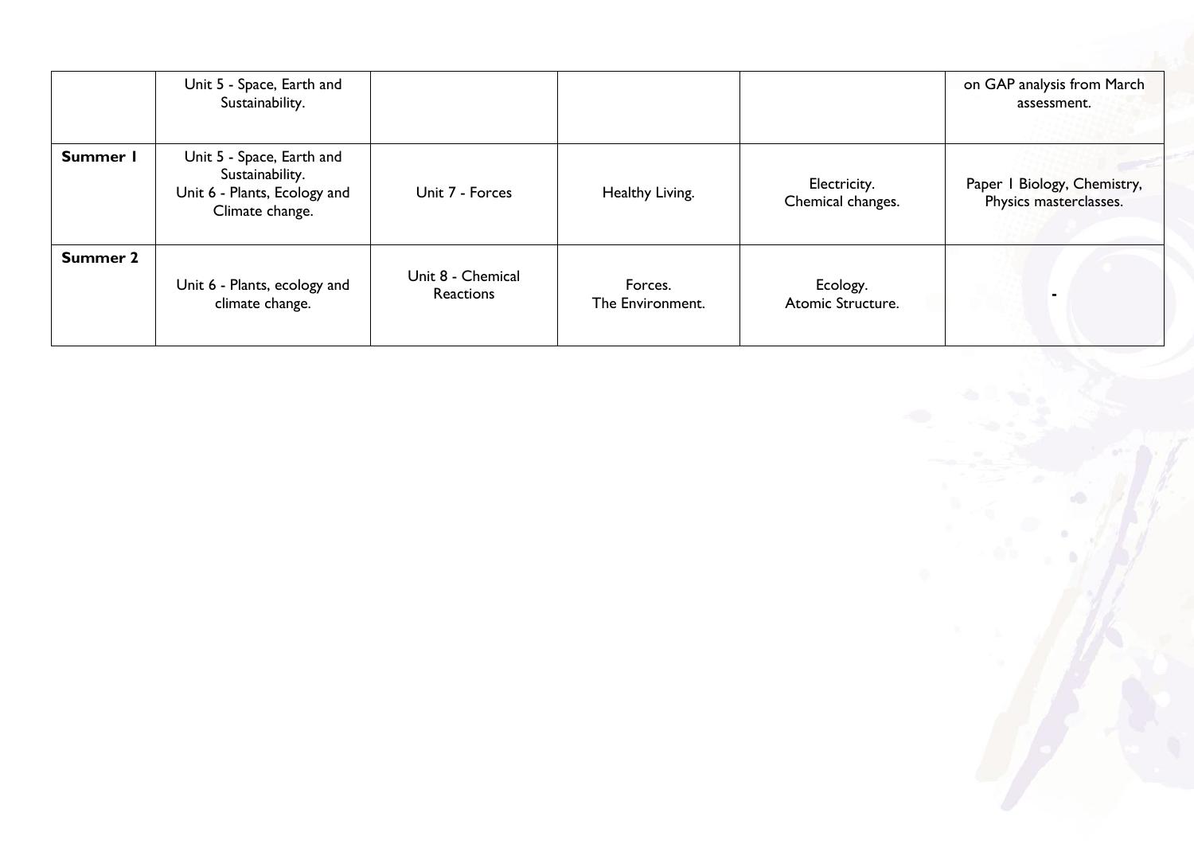| | | | | | |
|---|---|---|---|---|---|
| | Unit 5 - Space, Earth and Sustainability. | | | | on GAP analysis from March assessment. |
| **Summer 1** | Unit 5 - Space, Earth and Sustainability.<br>Unit 6 - Plants, Ecology and Climate change. | Unit 7 - Forces | Healthy Living. | Electricity.<br>Chemical changes. | Paper 1 Biology, Chemistry, Physics masterclasses. |
| **Summer 2** | Unit 6 - Plants, ecology and climate change. | Unit 8 - Chemical Reactions | Forces.<br>The Environment. | Ecology.<br>Atomic Structure. | - |